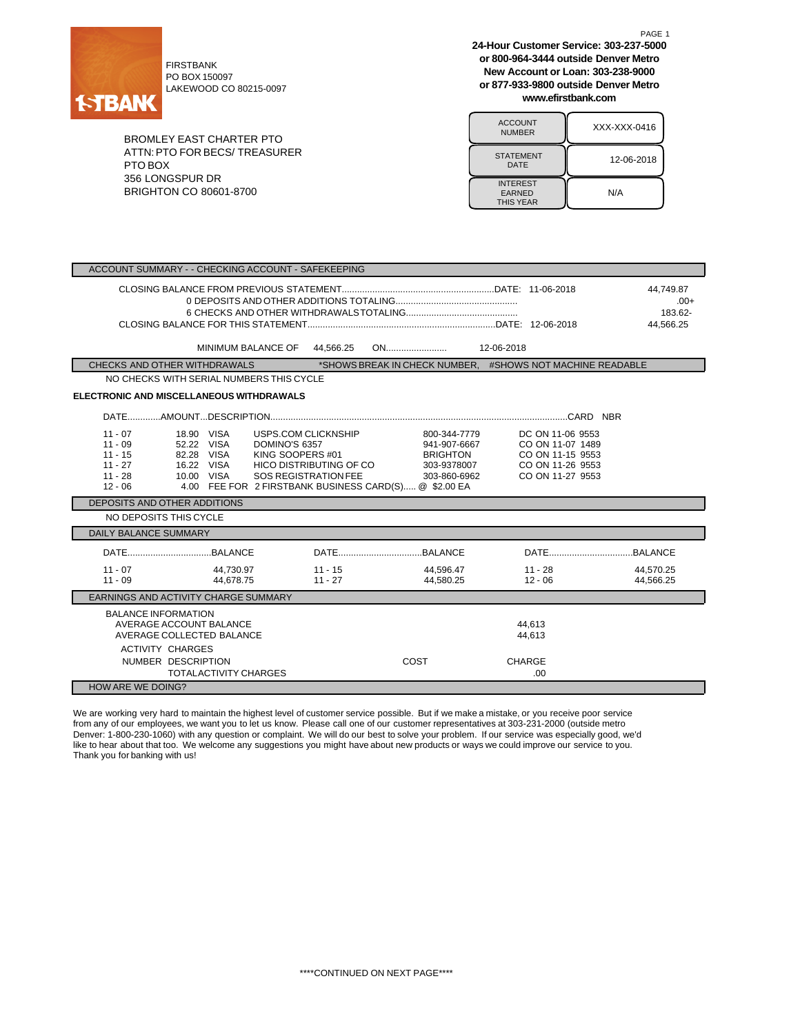FIRSTBANK
PO BOX 150097
LAKEWOOD CO 80215-0097

**24-Hour Customer Service: 303-237-5000**
**or 800-964-3444 outside Denver Metro**
**New Account or Loan: 303-238-9000**
**or 877-933-9800 outside Denver Metro**
**www.efirstbank.com**

BROMLEY EAST CHARTER PTO
ATTN: PTO FOR BECS/ TREASURER
PTO BOX
356 LONGSPUR DR
BRIGHTON CO 80601-8700

| | |
|---|---|
| ACCOUNT NUMBER | XXX-XXX-0416 |
| STATEMENT DATE | 12-06-2018 |
| INTEREST EARNED THIS YEAR | N/A |

## ACCOUNT SUMMARY - - CHECKING ACCOUNT - SAFEKEEPING

| | | |
|---|---|---|
| CLOSING BALANCE FROM PREVIOUS STATEMENT | DATE: 11-06-2018 | 44,749.87 |
| 0 DEPOSITS AND OTHER ADDITIONS TOTALING | | .00+ |
| 6 CHECKS AND OTHER WITHDRAWALS TOTALING | | 183.62- |
| CLOSING BALANCE FOR THIS STATEMENT | DATE: 12-06-2018 | 44,566.25 |

MINIMUM BALANCE OF 44,566.25 ON 12-06-2018

## CHECKS AND OTHER WITHDRAWALS

*SHOWS BREAK IN CHECK NUMBER, #SHOWS NOT MACHINE READABLE

NO CHECKS WITH SERIAL NUMBERS THIS CYCLE

**ELECTRONIC AND MISCELLANEOUS WITHDRAWALS**

| DATE | AMOUNT | DESCRIPTION | | | CARD NBR |
|---|---|---|---|---|---|
| 11 - 07 | 18.90 | VISA | USPS.COM CLICKNSHIP | 800-344-7779 | DC ON 11-06 9553 |
| 11 - 09 | 52.22 | VISA | DOMINO'S 6357 | 941-907-6667 | CO ON 11-07 1489 |
| 11 - 15 | 82.28 | VISA | KING SOOPERS #01 | BRIGHTON | CO ON 11-15 9553 |
| 11 - 27 | 16.22 | VISA | HICO DISTRIBUTING OF CO | 303-9378007 | CO ON 11-26 9553 |
| 11 - 28 | 10.00 | VISA | SOS REGISTRATION FEE | 303-860-6962 | CO ON 11-27 9553 |
| 12 - 06 | 4.00 | FEE FOR | 2 FIRSTBANK BUSINESS CARD(S)..... @ $2.00 EA | | |

## DEPOSITS AND OTHER ADDITIONS

NO DEPOSITS THIS CYCLE

## DAILY BALANCE SUMMARY

| DATE | BALANCE | DATE | BALANCE | DATE | BALANCE |
|---|---|---|---|---|---|
| 11 - 07 | 44,730.97 | 11 - 15 | 44,596.47 | 11 - 28 | 44,570.25 |
| 11 - 09 | 44,678.75 | 11 - 27 | 44,580.25 | 12 - 06 | 44,566.25 |

## EARNINGS AND ACTIVITY CHARGE SUMMARY

BALANCE INFORMATION

| | |
|---|---|
| AVERAGE ACCOUNT BALANCE | 44,613 |
| AVERAGE COLLECTED BALANCE | 44,613 |

ACTIVITY CHARGES

| NUMBER | DESCRIPTION | COST | CHARGE |
|---|---|---|---|
| | TOTAL ACTIVITY CHARGES | | .00 |

## HOW ARE WE DOING?

We are working very hard to maintain the highest level of customer service possible. But if we make a mistake, or you receive poor service from any of our employees, we want you to let us know. Please call one of our customer representatives at 303-231-2000 (outside metro Denver: 1-800-230-1060) with any question or complaint. We will do our best to solve your problem. If our service was especially good, we'd like to hear about that too. We welcome any suggestions you might have about new products or ways we could improve our service to you. Thank you for banking with us!

****CONTINUED ON NEXT PAGE****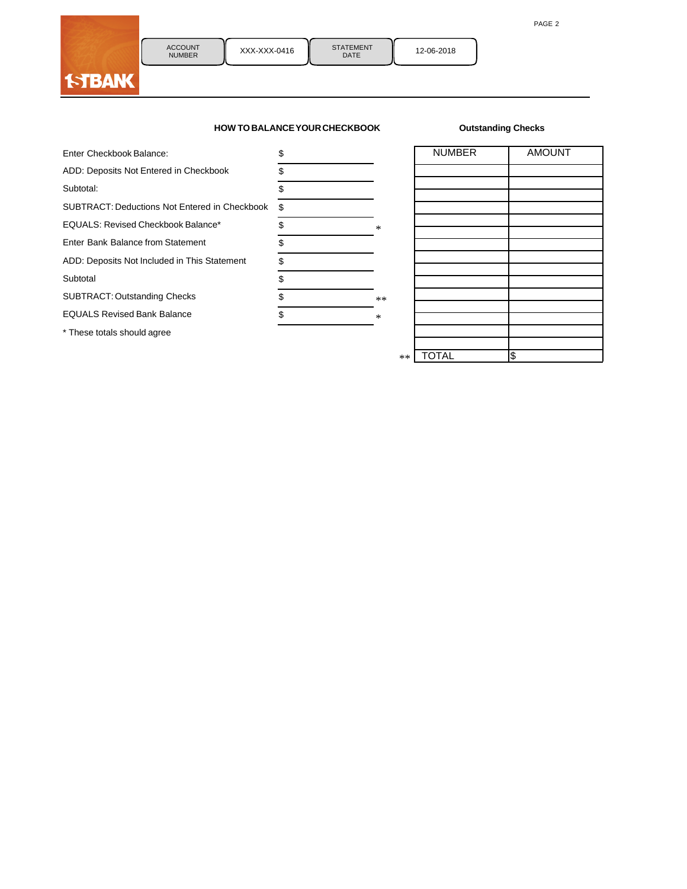1STBANK

| ACCOUNT NUMBER | XXX-XXX-0416 | STATEMENT DATE | 12-06-2018 |
| --- | --- | --- | --- |

## HOW TO BALANCE YOUR CHECKBOOK

| | | |
| --- | --- | --- |
| Enter Checkbook Balance: | $ | |
| ADD: Deposits Not Entered in Checkbook | $ | |
| Subtotal: | $ | |
| SUBTRACT: Deductions Not Entered in Checkbook | $ | |
| EQUALS: Revised Checkbook Balance* | $ | * |
| Enter Bank Balance from Statement | $ | |
| ADD: Deposits Not Included in This Statement | $ | |
| Subtotal | $ | |
| SUBTRACT: Outstanding Checks | $ | ** |
| EQUALS Revised Bank Balance | $ | * |

* These totals should agree

## Outstanding Checks

| NUMBER | AMOUNT |
| --- | --- |
| | |
| | |
| | |
| | |
| | |
| | |
| | |
| | |
| | |
| | |
| | |
| | |
| | |
| | |
| | |
| ** TOTAL | $ |